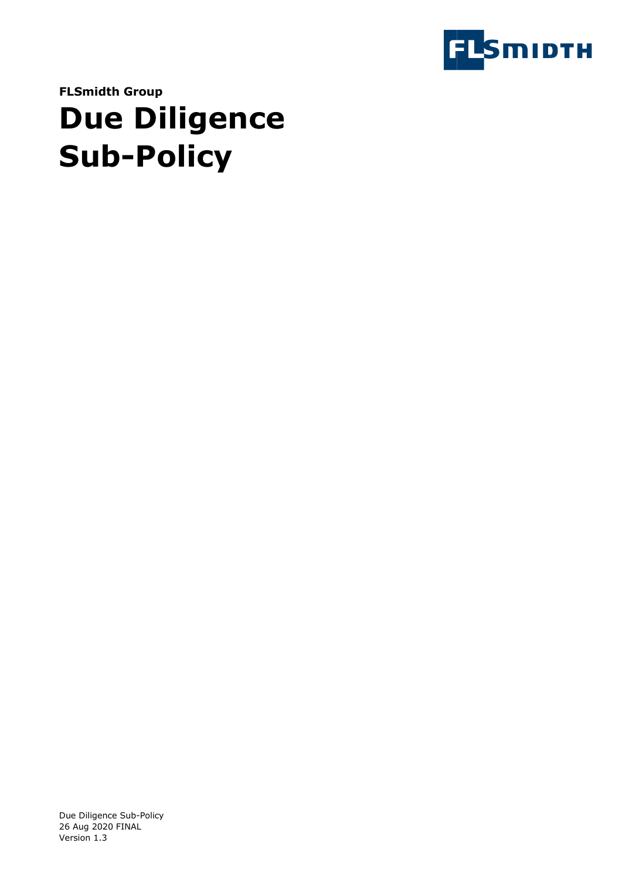**FLSmidth Group**

# Due Diligence Sub-Policy

Due Diligence Sub-Policy
26 Aug 2020 FINAL
Version 1.3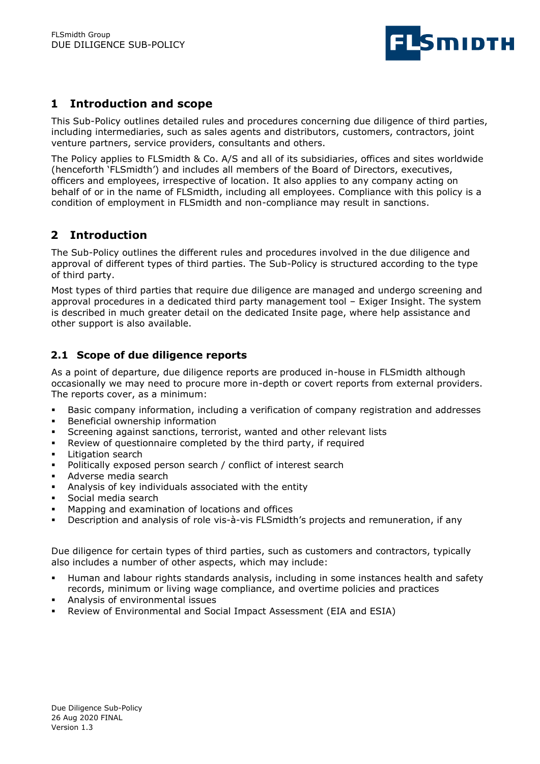## 1 Introduction and scope

This Sub-Policy outlines detailed rules and procedures concerning due diligence of third parties, including intermediaries, such as sales agents and distributors, customers, contractors, joint venture partners, service providers, consultants and others.

The Policy applies to FLSmidth & Co. A/S and all of its subsidiaries, offices and sites worldwide (henceforth 'FLSmidth') and includes all members of the Board of Directors, executives, officers and employees, irrespective of location. It also applies to any company acting on behalf of or in the name of FLSmidth, including all employees. Compliance with this policy is a condition of employment in FLSmidth and non-compliance may result in sanctions.

## 2 Introduction

The Sub-Policy outlines the different rules and procedures involved in the due diligence and approval of different types of third parties. The Sub-Policy is structured according to the type of third party.

Most types of third parties that require due diligence are managed and undergo screening and approval procedures in a dedicated third party management tool – Exiger Insight. The system is described in much greater detail on the dedicated Insite page, where help assistance and other support is also available.

### 2.1 Scope of due diligence reports

As a point of departure, due diligence reports are produced in-house in FLSmidth although occasionally we may need to procure more in-depth or covert reports from external providers. The reports cover, as a minimum:

- Basic company information, including a verification of company registration and addresses
- Beneficial ownership information
- Screening against sanctions, terrorist, wanted and other relevant lists
- Review of questionnaire completed by the third party, if required
- Litigation search
- Politically exposed person search / conflict of interest search
- Adverse media search
- Analysis of key individuals associated with the entity
- Social media search
- Mapping and examination of locations and offices
- Description and analysis of role vis-à-vis FLSmidth's projects and remuneration, if any

Due diligence for certain types of third parties, such as customers and contractors, typically also includes a number of other aspects, which may include:

- Human and labour rights standards analysis, including in some instances health and safety records, minimum or living wage compliance, and overtime policies and practices
- Analysis of environmental issues
- Review of Environmental and Social Impact Assessment (EIA and ESIA)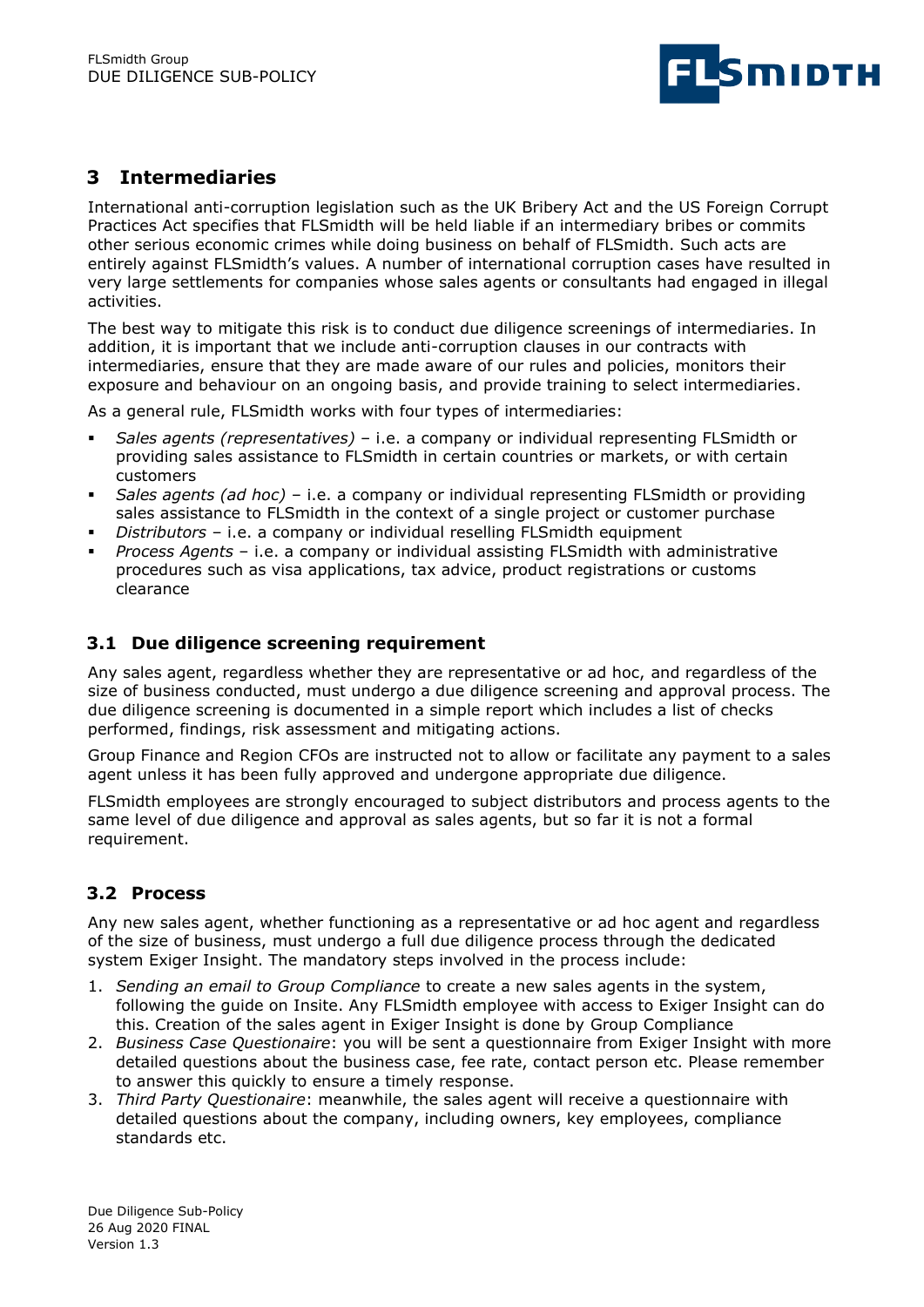## 3 Intermediaries

International anti-corruption legislation such as the UK Bribery Act and the US Foreign Corrupt Practices Act specifies that FLSmidth will be held liable if an intermediary bribes or commits other serious economic crimes while doing business on behalf of FLSmidth. Such acts are entirely against FLSmidth's values. A number of international corruption cases have resulted in very large settlements for companies whose sales agents or consultants had engaged in illegal activities.

The best way to mitigate this risk is to conduct due diligence screenings of intermediaries. In addition, it is important that we include anti-corruption clauses in our contracts with intermediaries, ensure that they are made aware of our rules and policies, monitors their exposure and behaviour on an ongoing basis, and provide training to select intermediaries.

As a general rule, FLSmidth works with four types of intermediaries:

- *Sales agents (representatives)* – i.e. a company or individual representing FLSmidth or providing sales assistance to FLSmidth in certain countries or markets, or with certain customers
- *Sales agents (ad hoc)* – i.e. a company or individual representing FLSmidth or providing sales assistance to FLSmidth in the context of a single project or customer purchase
- *Distributors* – i.e. a company or individual reselling FLSmidth equipment
- *Process Agents* – i.e. a company or individual assisting FLSmidth with administrative procedures such as visa applications, tax advice, product registrations or customs clearance

### 3.1 Due diligence screening requirement

Any sales agent, regardless whether they are representative or ad hoc, and regardless of the size of business conducted, must undergo a due diligence screening and approval process. The due diligence screening is documented in a simple report which includes a list of checks performed, findings, risk assessment and mitigating actions.

Group Finance and Region CFOs are instructed not to allow or facilitate any payment to a sales agent unless it has been fully approved and undergone appropriate due diligence.

FLSmidth employees are strongly encouraged to subject distributors and process agents to the same level of due diligence and approval as sales agents, but so far it is not a formal requirement.

### 3.2 Process

Any new sales agent, whether functioning as a representative or ad hoc agent and regardless of the size of business, must undergo a full due diligence process through the dedicated system Exiger Insight. The mandatory steps involved in the process include:

1. *Sending an email to Group Compliance* to create a new sales agents in the system, following the guide on Insite. Any FLSmidth employee with access to Exiger Insight can do this. Creation of the sales agent in Exiger Insight is done by Group Compliance
2. *Business Case Questionaire*: you will be sent a questionnaire from Exiger Insight with more detailed questions about the business case, fee rate, contact person etc. Please remember to answer this quickly to ensure a timely response.
3. *Third Party Questionaire*: meanwhile, the sales agent will receive a questionnaire with detailed questions about the company, including owners, key employees, compliance standards etc.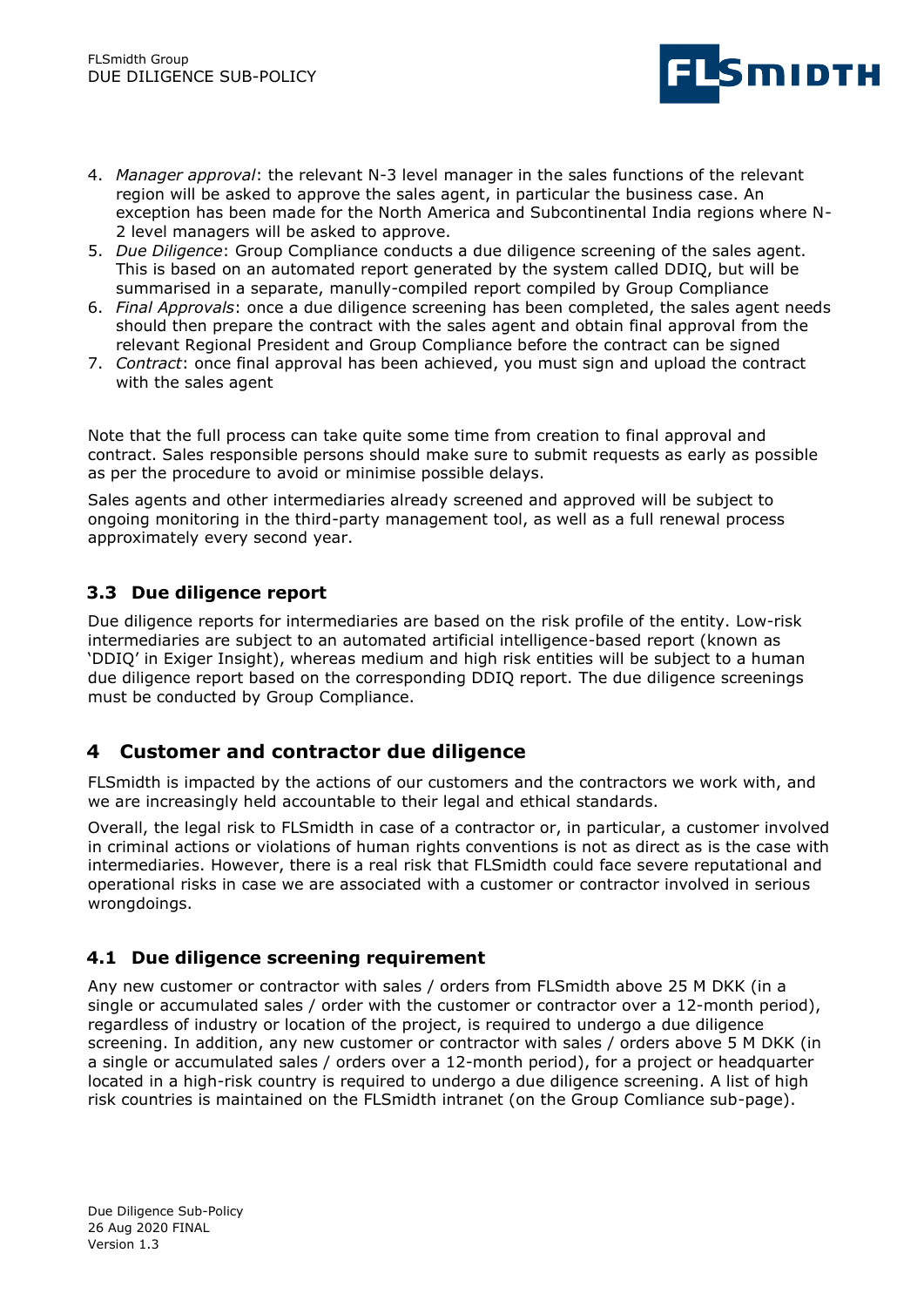4. *Manager approval*: the relevant N-3 level manager in the sales functions of the relevant region will be asked to approve the sales agent, in particular the business case. An exception has been made for the North America and Subcontinental India regions where N-2 level managers will be asked to approve.
5. *Due Diligence*: Group Compliance conducts a due diligence screening of the sales agent. This is based on an automated report generated by the system called DDIQ, but will be summarised in a separate, manully-compiled report compiled by Group Compliance
6. *Final Approvals*: once a due diligence screening has been completed, the sales agent needs should then prepare the contract with the sales agent and obtain final approval from the relevant Regional President and Group Compliance before the contract can be signed
7. *Contract*: once final approval has been achieved, you must sign and upload the contract with the sales agent

Note that the full process can take quite some time from creation to final approval and contract. Sales responsible persons should make sure to submit requests as early as possible as per the procedure to avoid or minimise possible delays.

Sales agents and other intermediaries already screened and approved will be subject to ongoing monitoring in the third-party management tool, as well as a full renewal process approximately every second year.

### 3.3 Due diligence report

Due diligence reports for intermediaries are based on the risk profile of the entity. Low-risk intermediaries are subject to an automated artificial intelligence-based report (known as 'DDIQ' in Exiger Insight), whereas medium and high risk entities will be subject to a human due diligence report based on the corresponding DDIQ report. The due diligence screenings must be conducted by Group Compliance.

## 4 Customer and contractor due diligence

FLSmidth is impacted by the actions of our customers and the contractors we work with, and we are increasingly held accountable to their legal and ethical standards.

Overall, the legal risk to FLSmidth in case of a contractor or, in particular, a customer involved in criminal actions or violations of human rights conventions is not as direct as is the case with intermediaries. However, there is a real risk that FLSmidth could face severe reputational and operational risks in case we are associated with a customer or contractor involved in serious wrongdoings.

### 4.1 Due diligence screening requirement

Any new customer or contractor with sales / orders from FLSmidth above 25 M DKK (in a single or accumulated sales / order with the customer or contractor over a 12-month period), regardless of industry or location of the project, is required to undergo a due diligence screening. In addition, any new customer or contractor with sales / orders above 5 M DKK (in a single or accumulated sales / orders over a 12-month period), for a project or headquarter located in a high-risk country is required to undergo a due diligence screening. A list of high risk countries is maintained on the FLSmidth intranet (on the Group Comliance sub-page).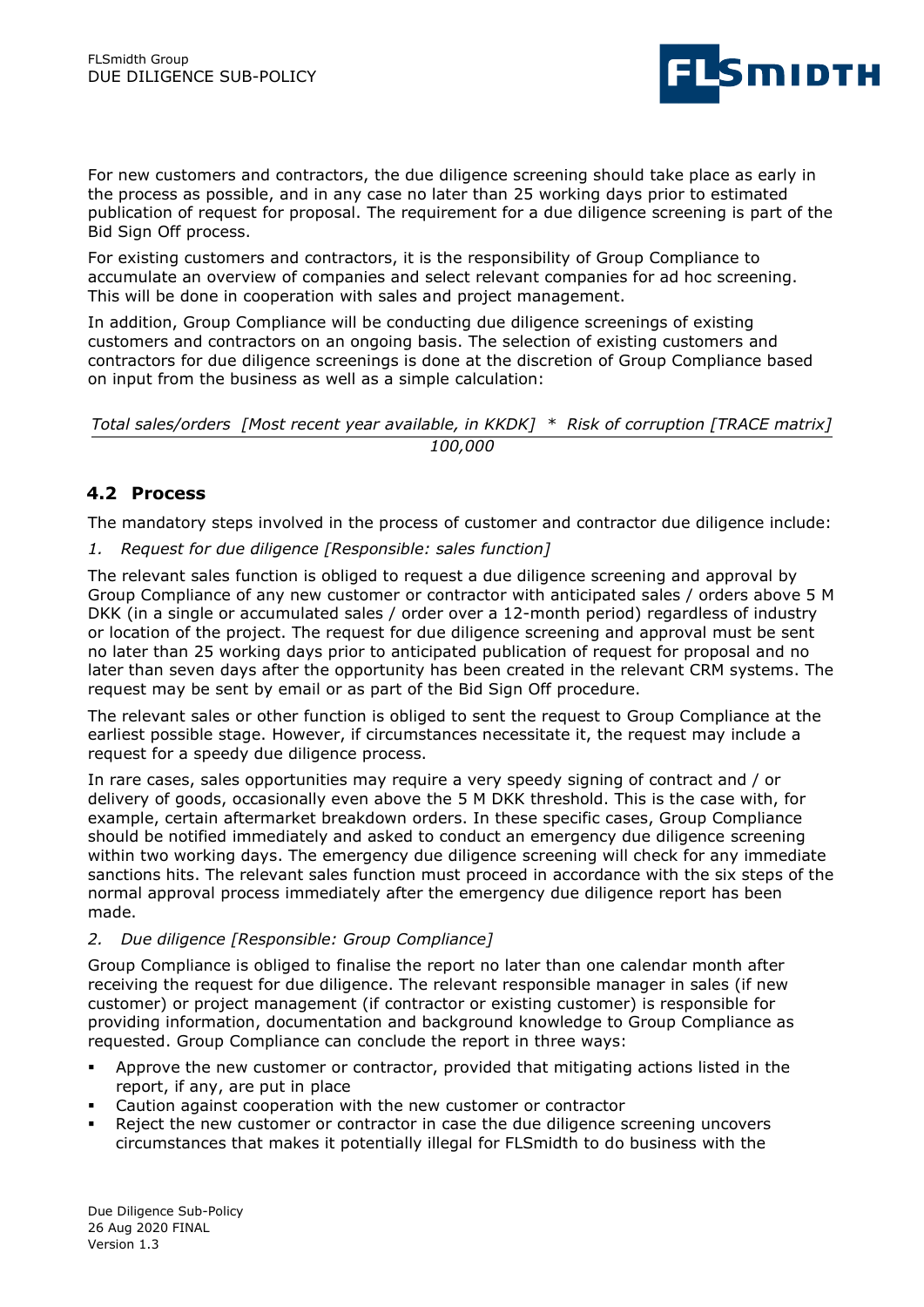For new customers and contractors, the due diligence screening should take place as early in the process as possible, and in any case no later than 25 working days prior to estimated publication of request for proposal. The requirement for a due diligence screening is part of the Bid Sign Off process.

For existing customers and contractors, it is the responsibility of Group Compliance to accumulate an overview of companies and select relevant companies for ad hoc screening. This will be done in cooperation with sales and project management.

In addition, Group Compliance will be conducting due diligence screenings of existing customers and contractors on an ongoing basis. The selection of existing customers and contractors for due diligence screenings is done at the discretion of Group Compliance based on input from the business as well as a simple calculation:

$$\frac{\text{Total sales/orders [Most recent year available, in KKDK]} * \text{Risk of corruption [TRACE matrix]}}{100{,}000}$$

## 4.2 Process

The mandatory steps involved in the process of customer and contractor due diligence include:

*1. Request for due diligence [Responsible: sales function]*

The relevant sales function is obliged to request a due diligence screening and approval by Group Compliance of any new customer or contractor with anticipated sales / orders above 5 M DKK (in a single or accumulated sales / order over a 12-month period) regardless of industry or location of the project. The request for due diligence screening and approval must be sent no later than 25 working days prior to anticipated publication of request for proposal and no later than seven days after the opportunity has been created in the relevant CRM systems. The request may be sent by email or as part of the Bid Sign Off procedure.

The relevant sales or other function is obliged to sent the request to Group Compliance at the earliest possible stage. However, if circumstances necessitate it, the request may include a request for a speedy due diligence process.

In rare cases, sales opportunities may require a very speedy signing of contract and / or delivery of goods, occasionally even above the 5 M DKK threshold. This is the case with, for example, certain aftermarket breakdown orders. In these specific cases, Group Compliance should be notified immediately and asked to conduct an emergency due diligence screening within two working days. The emergency due diligence screening will check for any immediate sanctions hits. The relevant sales function must proceed in accordance with the six steps of the normal approval process immediately after the emergency due diligence report has been made.

*2. Due diligence [Responsible: Group Compliance]*

Group Compliance is obliged to finalise the report no later than one calendar month after receiving the request for due diligence. The relevant responsible manager in sales (if new customer) or project management (if contractor or existing customer) is responsible for providing information, documentation and background knowledge to Group Compliance as requested. Group Compliance can conclude the report in three ways:

- Approve the new customer or contractor, provided that mitigating actions listed in the report, if any, are put in place
- Caution against cooperation with the new customer or contractor
- Reject the new customer or contractor in case the due diligence screening uncovers circumstances that makes it potentially illegal for FLSmidth to do business with the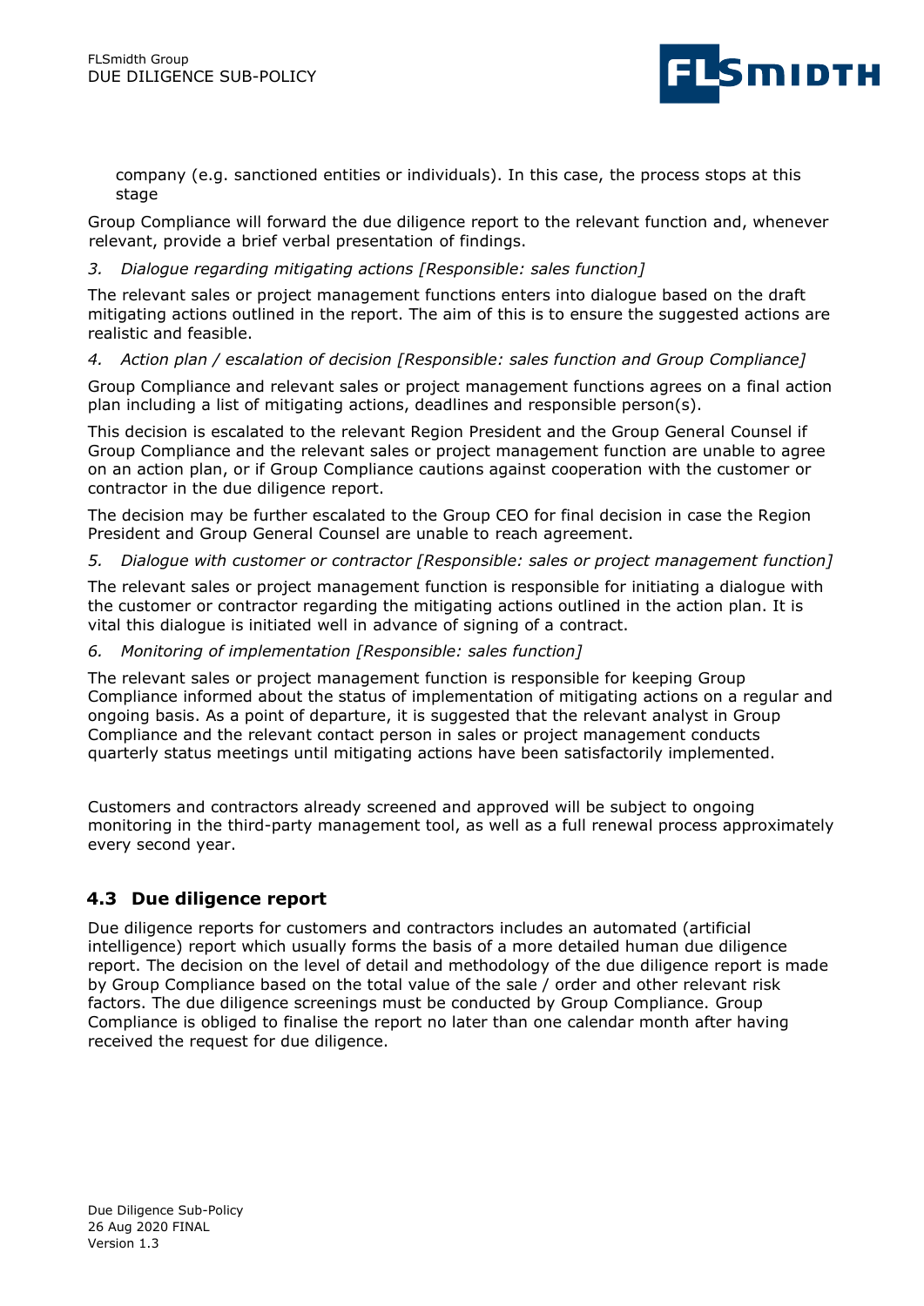company (e.g. sanctioned entities or individuals). In this case, the process stops at this stage

Group Compliance will forward the due diligence report to the relevant function and, whenever relevant, provide a brief verbal presentation of findings.

3. *Dialogue regarding mitigating actions [Responsible: sales function]*

The relevant sales or project management functions enters into dialogue based on the draft mitigating actions outlined in the report. The aim of this is to ensure the suggested actions are realistic and feasible.

4. *Action plan / escalation of decision [Responsible: sales function and Group Compliance]*

Group Compliance and relevant sales or project management functions agrees on a final action plan including a list of mitigating actions, deadlines and responsible person(s).

This decision is escalated to the relevant Region President and the Group General Counsel if Group Compliance and the relevant sales or project management function are unable to agree on an action plan, or if Group Compliance cautions against cooperation with the customer or contractor in the due diligence report.

The decision may be further escalated to the Group CEO for final decision in case the Region President and Group General Counsel are unable to reach agreement.

5. *Dialogue with customer or contractor [Responsible: sales or project management function]*

The relevant sales or project management function is responsible for initiating a dialogue with the customer or contractor regarding the mitigating actions outlined in the action plan. It is vital this dialogue is initiated well in advance of signing of a contract.

6. *Monitoring of implementation [Responsible: sales function]*

The relevant sales or project management function is responsible for keeping Group Compliance informed about the status of implementation of mitigating actions on a regular and ongoing basis. As a point of departure, it is suggested that the relevant analyst in Group Compliance and the relevant contact person in sales or project management conducts quarterly status meetings until mitigating actions have been satisfactorily implemented.

Customers and contractors already screened and approved will be subject to ongoing monitoring in the third-party management tool, as well as a full renewal process approximately every second year.

## 4.3 Due diligence report

Due diligence reports for customers and contractors includes an automated (artificial intelligence) report which usually forms the basis of a more detailed human due diligence report. The decision on the level of detail and methodology of the due diligence report is made by Group Compliance based on the total value of the sale / order and other relevant risk factors. The due diligence screenings must be conducted by Group Compliance. Group Compliance is obliged to finalise the report no later than one calendar month after having received the request for due diligence.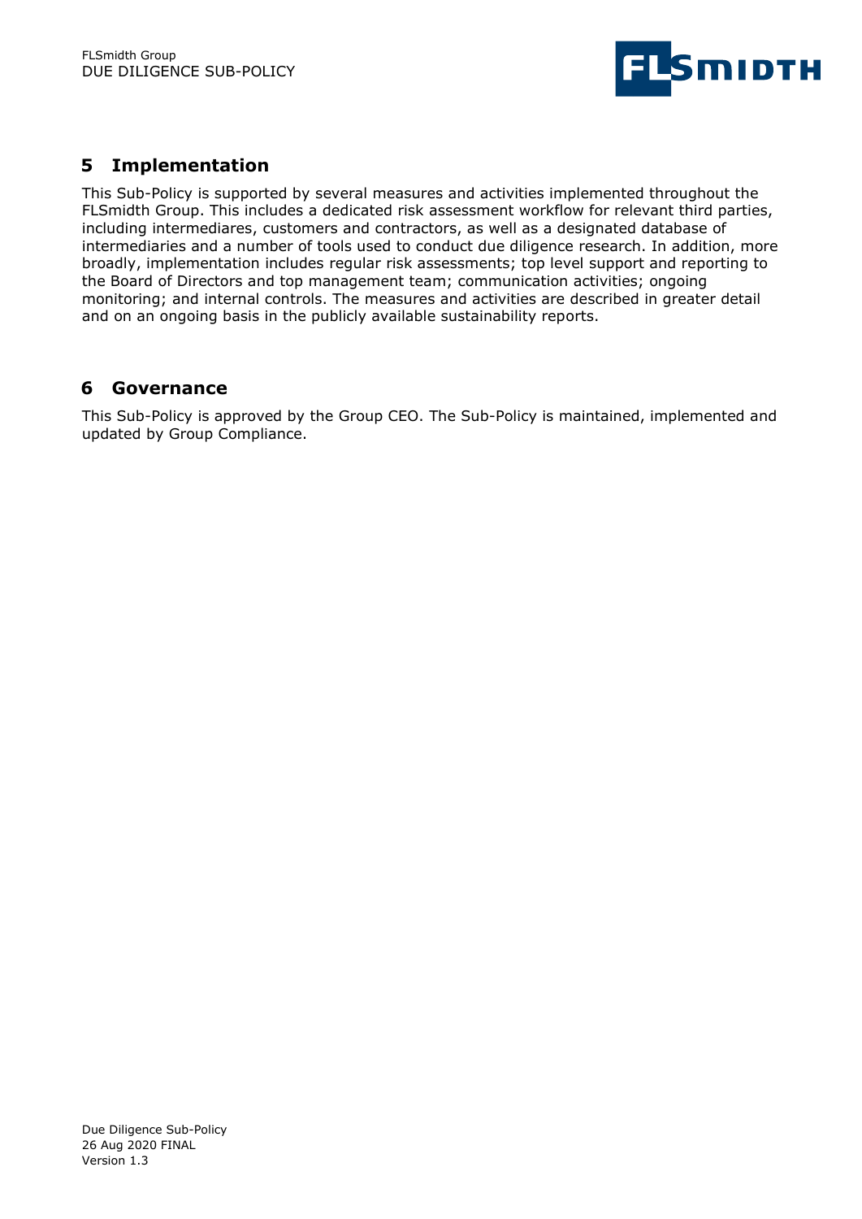## 5 Implementation

This Sub-Policy is supported by several measures and activities implemented throughout the FLSmidth Group. This includes a dedicated risk assessment workflow for relevant third parties, including intermediares, customers and contractors, as well as a designated database of intermediaries and a number of tools used to conduct due diligence research. In addition, more broadly, implementation includes regular risk assessments; top level support and reporting to the Board of Directors and top management team; communication activities; ongoing monitoring; and internal controls. The measures and activities are described in greater detail and on an ongoing basis in the publicly available sustainability reports.

## 6 Governance

This Sub-Policy is approved by the Group CEO. The Sub-Policy is maintained, implemented and updated by Group Compliance.